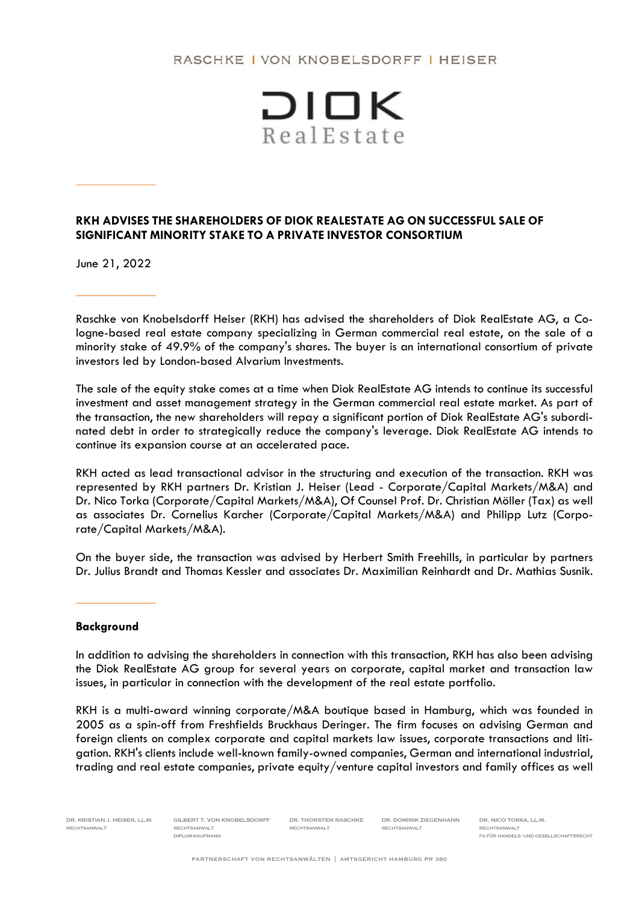RASCHKE | VON KNOBELSDORFF | HEISER

DIOK RealEstate

# RKH ADVISES THE SHAREHOLDERS OF DIOK REALESTATE AG ON SUCCESSFUL SALE OF SIGNIFICANT MINORITY STAKE TO A PRIVATE INVESTOR CONSORTIUM

June 21, 2022

Raschke von Knobelsdorff Heiser (RKH) has advised the shareholders of Diok RealEstate AG, a Cologne-based real estate company specializing in German commercial real estate, on the sale of a minority stake of 49.9% of the company's shares. The buyer is an international consortium of private investors led by London-based Alvarium Investments.

The sale of the equity stake comes at a time when Diok RealEstate AG intends to continue its successful investment and asset management strategy in the German commercial real estate market. As part of the transaction, the new shareholders will repay a significant portion of Diok RealEstate AG's subordinated debt in order to strategically reduce the company's leverage. Diok RealEstate AG intends to continue its expansion course at an accelerated pace.

RKH acted as lead transactional advisor in the structuring and execution of the transaction. RKH was represented by RKH partners Dr. Kristian J. Heiser (Lead - Corporate/Capital Markets/M&A) and Dr. Nico Torka (Corporate/Capital Markets/M&A), Of Counsel Prof. Dr. Christian Möller (Tax) as well as associates Dr. Cornelius Karcher (Corporate/Capital Markets/M&A) and Philipp Lutz (Corporate/Capital Markets/M&A).

On the buyer side, the transaction was advised by Herbert Smith Freehills, in particular by partners Dr. Julius Brandt and Thomas Kessler and associates Dr. Maximilian Reinhardt and Dr. Mathias Susnik.

## Background

In addition to advising the shareholders in connection with this transaction, RKH has also been advising the Diok RealEstate AG group for several years on corporate, capital market and transaction law issues, in particular in connection with the development of the real estate portfolio.

RKH is a multi-award winning corporate/M&A boutique based in Hamburg, which was founded in 2005 as a spin-off from Freshfields Bruckhaus Deringer. The firm focuses on advising German and foreign clients on complex corporate and capital markets law issues, corporate transactions and litigation. RKH's clients include well-known family-owned companies, German and international industrial, trading and real estate companies, private equity/venture capital investors and family offices as well

DR. KRISTIAN J. HEISER, LL.M.
RECHTSANWALT

GILBERT T. VON KNOBELSDORFF
RECHTSANWALT
DIPLOM-KAUFMANN

DR. THORSTEN RASCHKE
RECHTSANWALT

DR. DOMINIK ZIEGENHAHN
RECHTSANWALT

DR. NICO TORKA, LL.M.
RECHTSANWALT
FA FÜR HANDELS- UND GESELLSCHAFTSRECHT

PARTNERSCHAFT VON RECHTSANWÄLTEN | AMTSGERICHT HAMBURG PR 380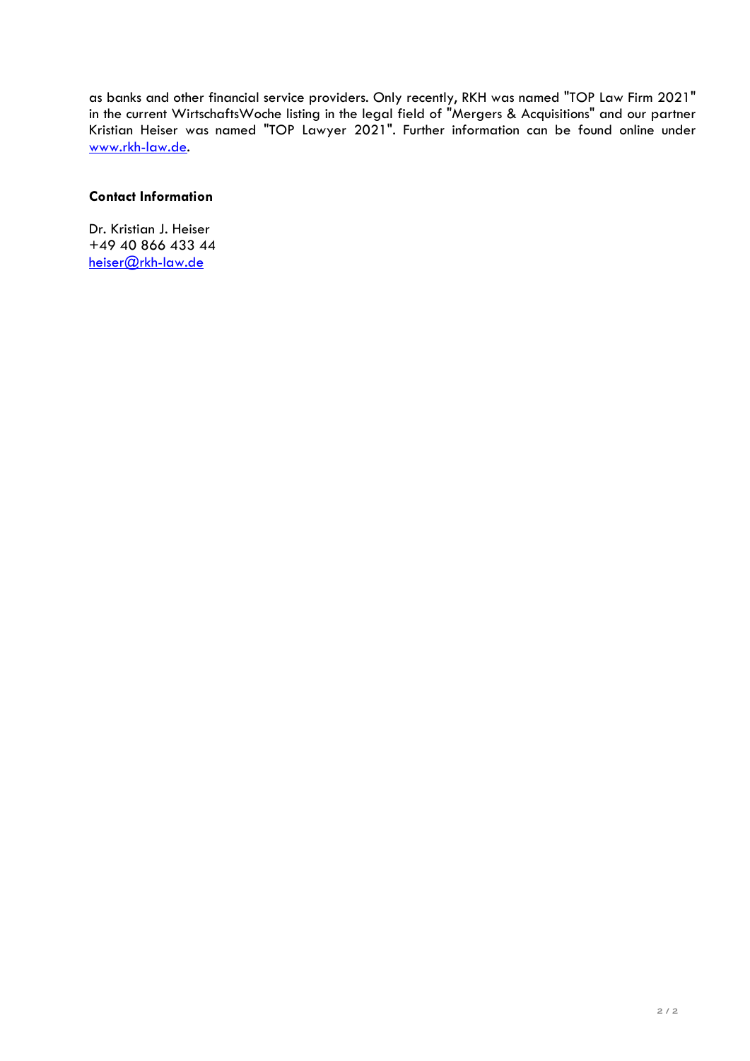as banks and other financial service providers. Only recently, RKH was named "TOP Law Firm 2021" in the current WirtschaftsWoche listing in the legal field of "Mergers & Acquisitions" and our partner Kristian Heiser was named "TOP Lawyer 2021". Further information can be found online under [www.rkh-law.de](www.rkh-law.de).

**Contact Information**

Dr. Kristian J. Heiser
+49 40 866 433 44
[heiser@rkh-law.de](mailto:heiser@rkh-law.de)